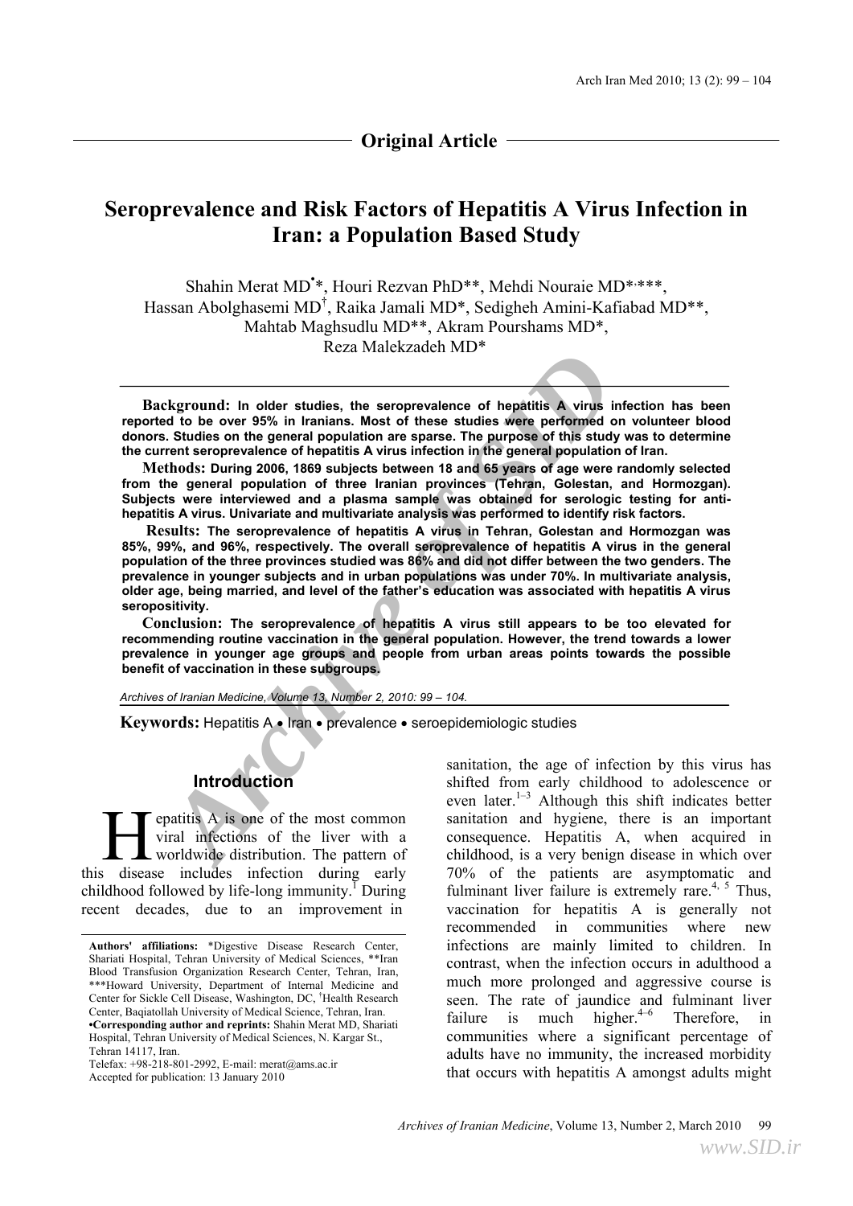**Original Article**

# Seroprevalence and Risk Factors of Hepatitis A Virus Infection in Iran: a Population Based Study

Shahin Merat MD•\*, Houri Rezvan PhD\*\*, Mehdi Nouraie MD\*,\*\*\*, Hassan Abolghasemi MD†, Raika Jamali MD\*, Sedigheh Amini-Kafiabad MD\*\*, Mahtab Maghsudlu MD\*\*, Akram Pourshams MD\*, Reza Malekzadeh MD\*

**Background:** In older studies, the seroprevalence of hepatitis A virus infection has been reported to be over 95% in Iranians. Most of these studies were performed on volunteer blood donors. Studies on the general population are sparse. The purpose of this study was to determine the current seroprevalence of hepatitis A virus infection in the general population of Iran.

**Methods:** During 2006, 1869 subjects between 18 and 65 years of age were randomly selected from the general population of three Iranian provinces (Tehran, Golestan, and Hormozgan). Subjects were interviewed and a plasma sample was obtained for serologic testing for anti-hepatitis A virus. Univariate and multivariate analysis was performed to identify risk factors.

**Results:** The seroprevalence of hepatitis A virus in Tehran, Golestan and Hormozgan was 85%, 99%, and 96%, respectively. The overall seroprevalence of hepatitis A virus in the general population of the three provinces studied was 86% and did not differ between the two genders. The prevalence in younger subjects and in urban populations was under 70%. In multivariate analysis, older age, being married, and level of the father's education was associated with hepatitis A virus seropositivity.

**Conclusion:** The seroprevalence of hepatitis A virus still appears to be too elevated for recommending routine vaccination in the general population. However, the trend towards a lower prevalence in younger age groups and people from urban areas points towards the possible benefit of vaccination in these subgroups.

*Archives of Iranian Medicine, Volume 13, Number 2, 2010: 99 – 104.*

**Keywords:** Hepatitis A • Iran • prevalence • seroepidemiologic studies

## Introduction

Hepatitis A is one of the most common viral infections of the liver with a worldwide distribution. The pattern of this disease includes infection during early childhood followed by life-long immunity.[1] During recent decades, due to an improvement in sanitation, the age of infection by this virus has shifted from early childhood to adolescence or even later.[1–3] Although this shift indicates better sanitation and hygiene, there is an important consequence. Hepatitis A, when acquired in childhood, is a very benign disease in which over 70% of the patients are asymptomatic and fulminant liver failure is extremely rare.[4, 5] Thus, vaccination for hepatitis A is generally not recommended in communities where new infections are mainly limited to children. In contrast, when the infection occurs in adulthood a much more prolonged and aggressive course is seen. The rate of jaundice and fulminant liver failure is much higher.[4–6] Therefore, in communities where a significant percentage of adults have no immunity, the increased morbidity that occurs with hepatitis A amongst adults might

---

**Authors' affiliations:** \*Digestive Disease Research Center, Shariati Hospital, Tehran University of Medical Sciences, \*\*Iran Blood Transfusion Organization Research Center, Tehran, Iran, \*\*\*Howard University, Department of Internal Medicine and Center for Sickle Cell Disease, Washington, DC, †Health Research Center, Baqiatollah University of Medical Science, Tehran, Iran.
•**Corresponding author and reprints:** Shahin Merat MD, Shariati Hospital, Tehran University of Medical Sciences, N. Kargar St., Tehran 14117, Iran.
Telefax: +98-218-801-2992, E-mail: merat@ams.ac.ir
Accepted for publication: 13 January 2010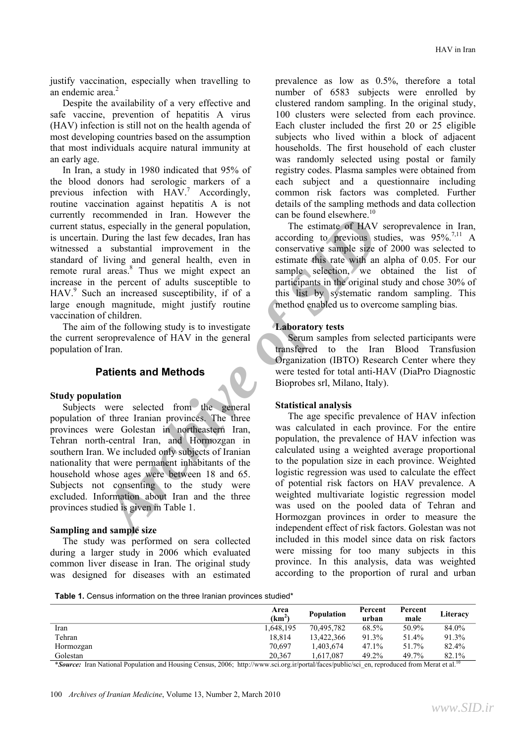justify vaccination, especially when travelling to an endemic area.[2]

Despite the availability of a very effective and safe vaccine, prevention of hepatitis A virus (HAV) infection is still not on the health agenda of most developing countries based on the assumption that most individuals acquire natural immunity at an early age.

In Iran, a study in 1980 indicated that 95% of the blood donors had serologic markers of a previous infection with HAV.[7] Accordingly, routine vaccination against hepatitis A is not currently recommended in Iran. However the current status, especially in the general population, is uncertain. During the last few decades, Iran has witnessed a substantial improvement in the standard of living and general health, even in remote rural areas.[8] Thus we might expect an increase in the percent of adults susceptible to HAV.[9] Such an increased susceptibility, if of a large enough magnitude, might justify routine vaccination of children.

The aim of the following study is to investigate the current seroprevalence of HAV in the general population of Iran.

## Patients and Methods

### Study population

Subjects were selected from the general population of three Iranian provinces. The three provinces were Golestan in northeastern Iran, Tehran north-central Iran, and Hormozgan in southern Iran. We included only subjects of Iranian nationality that were permanent inhabitants of the household whose ages were between 18 and 65. Subjects not consenting to the study were excluded. Information about Iran and the three provinces studied is given in Table 1.

### Sampling and sample size

The study was performed on sera collected during a larger study in 2006 which evaluated common liver disease in Iran. The original study was designed for diseases with an estimated prevalence as low as 0.5%, therefore a total number of 6583 subjects were enrolled by clustered random sampling. In the original study, 100 clusters were selected from each province. Each cluster included the first 20 or 25 eligible subjects who lived within a block of adjacent households. The first household of each cluster was randomly selected using postal or family registry codes. Plasma samples were obtained from each subject and a questionnaire including common risk factors was completed. Further details of the sampling methods and data collection can be found elsewhere.[10]

The estimate of HAV seroprevalence in Iran, according to previous studies, was 95%.[7,11] A conservative sample size of 2000 was selected to estimate this rate with an alpha of 0.05. For our sample selection, we obtained the list of participants in the original study and chose 30% of this list by systematic random sampling. This method enabled us to overcome sampling bias.

### Laboratory tests

Serum samples from selected participants were transferred to the Iran Blood Transfusion Organization (IBTO) Research Center where they were tested for total anti-HAV (DiaPro Diagnostic Bioprobes srl, Milano, Italy).

### Statistical analysis

The age specific prevalence of HAV infection was calculated in each province. For the entire population, the prevalence of HAV infection was calculated using a weighted average proportional to the population size in each province. Weighted logistic regression was used to calculate the effect of potential risk factors on HAV prevalence. A weighted multivariate logistic regression model was used on the pooled data of Tehran and Hormozgan provinces in order to measure the independent effect of risk factors. Golestan was not included in this model since data on risk factors were missing for too many subjects in this province. In this analysis, data was weighted according to the proportion of rural and urban

**Table 1.** Census information on the three Iranian provinces studied*

| | Area (km$^2$) | Population | Percent urban | Percent male | Literacy |
|---|---|---|---|---|---|
| Iran | 1,648,195 | 70,495,782 | 68.5% | 50.9% | 84.0% |
| Tehran | 18,814 | 13,422,366 | 91.3% | 51.4% | 91.3% |
| Hormozgan | 70,697 | 1,403,674 | 47.1% | 51.7% | 82.4% |
| Golestan | 20,367 | 1,617,087 | 49.2% | 49.7% | 82.1% |

**Source:* Iran National Population and Housing Census, 2006; http://www.sci.org.ir/portal/faces/public/sci_en, reproduced from Merat et al.[10]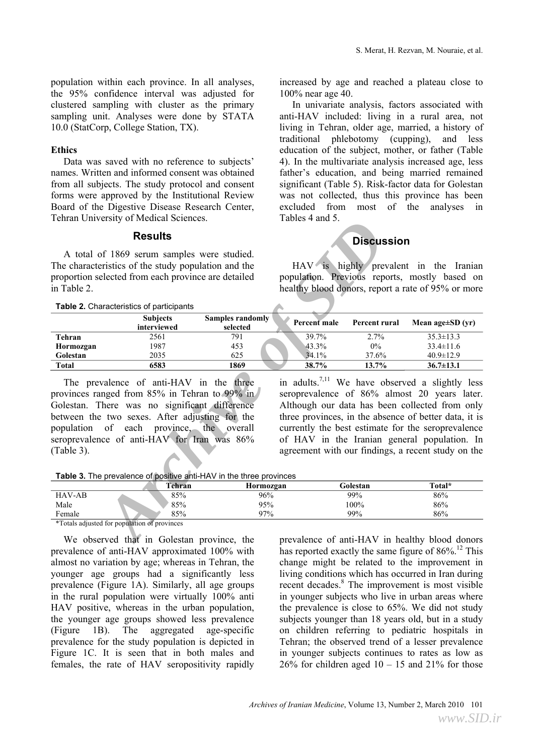population within each province. In all analyses, the 95% confidence interval was adjusted for clustered sampling with cluster as the primary sampling unit. Analyses were done by STATA 10.0 (StatCorp, College Station, TX).

**Ethics**

Data was saved with no reference to subjects' names. Written and informed consent was obtained from all subjects. The study protocol and consent forms were approved by the Institutional Review Board of the Digestive Disease Research Center, Tehran University of Medical Sciences.

## Results

A total of 1869 serum samples were studied. The characteristics of the study population and the proportion selected from each province are detailed in Table 2.

**Table 2.** Characteristics of participants

| | Subjects interviewed | Samples randomly selected | Percent male | Percent rural | Mean age±SD (yr) |
|---|---|---|---|---|---|
| **Tehran** | 2561 | 791 | 39.7% | 2.7% | 35.3±13.3 |
| **Hormozgan** | 1987 | 453 | 43.3% | 0% | 33.4±11.6 |
| **Golestan** | 2035 | 625 | 34.1% | 37.6% | 40.9±12.9 |
| **Total** | **6583** | **1869** | **38.7%** | **13.7%** | **36.7±13.1** |

The prevalence of anti-HAV in the three provinces ranged from 85% in Tehran to 99% in Golestan. There was no significant difference between the two sexes. After adjusting for the population of each province, the overall seroprevalence of anti-HAV for Iran was 86% (Table 3).

**Table 3.** The prevalence of positive anti-HAV in the three provinces

| | Tehran | Hormozgan | Golestan | Total* |
|---|---|---|---|---|
| HAV-AB | 85% | 96% | 99% | 86% |
| Male | 85% | 95% | 100% | 86% |
| Female | 85% | 97% | 99% | 86% |

*Totals adjusted for population of provinces

We observed that in Golestan province, the prevalence of anti-HAV approximated 100% with almost no variation by age; whereas in Tehran, the younger age groups had a significantly less prevalence (Figure 1A). Similarly, all age groups in the rural population were virtually 100% anti HAV positive, whereas in the urban population, the younger age groups showed less prevalence (Figure 1B). The aggregated age-specific prevalence for the study population is depicted in Figure 1C. It is seen that in both males and females, the rate of HAV seropositivity rapidly increased by age and reached a plateau close to 100% near age 40.

In univariate analysis, factors associated with anti-HAV included: living in a rural area, not living in Tehran, older age, married, a history of traditional phlebotomy (cupping), and less education of the subject, mother, or father (Table 4). In the multivariate analysis increased age, less father's education, and being married remained significant (Table 5). Risk-factor data for Golestan was not collected, thus this province has been excluded from most of the analyses in Tables 4 and 5.

## Discussion

HAV is highly prevalent in the Iranian population. Previous reports, mostly based on healthy blood donors, report a rate of 95% or more in adults.[7,11] We have observed a slightly less seroprevalence of 86% almost 20 years later. Although our data has been collected from only three provinces, in the absence of better data, it is currently the best estimate for the seroprevalence of HAV in the Iranian general population. In agreement with our findings, a recent study on the prevalence of anti-HAV in healthy blood donors has reported exactly the same figure of 86%.[12] This change might be related to the improvement in living conditions which has occurred in Iran during recent decades.[8] The improvement is most visible in younger subjects who live in urban areas where the prevalence is close to 65%. We did not study subjects younger than 18 years old, but in a study on children referring to pediatric hospitals in Tehran; the observed trend of a lesser prevalence in younger subjects continues to rates as low as 26% for children aged 10 – 15 and 21% for those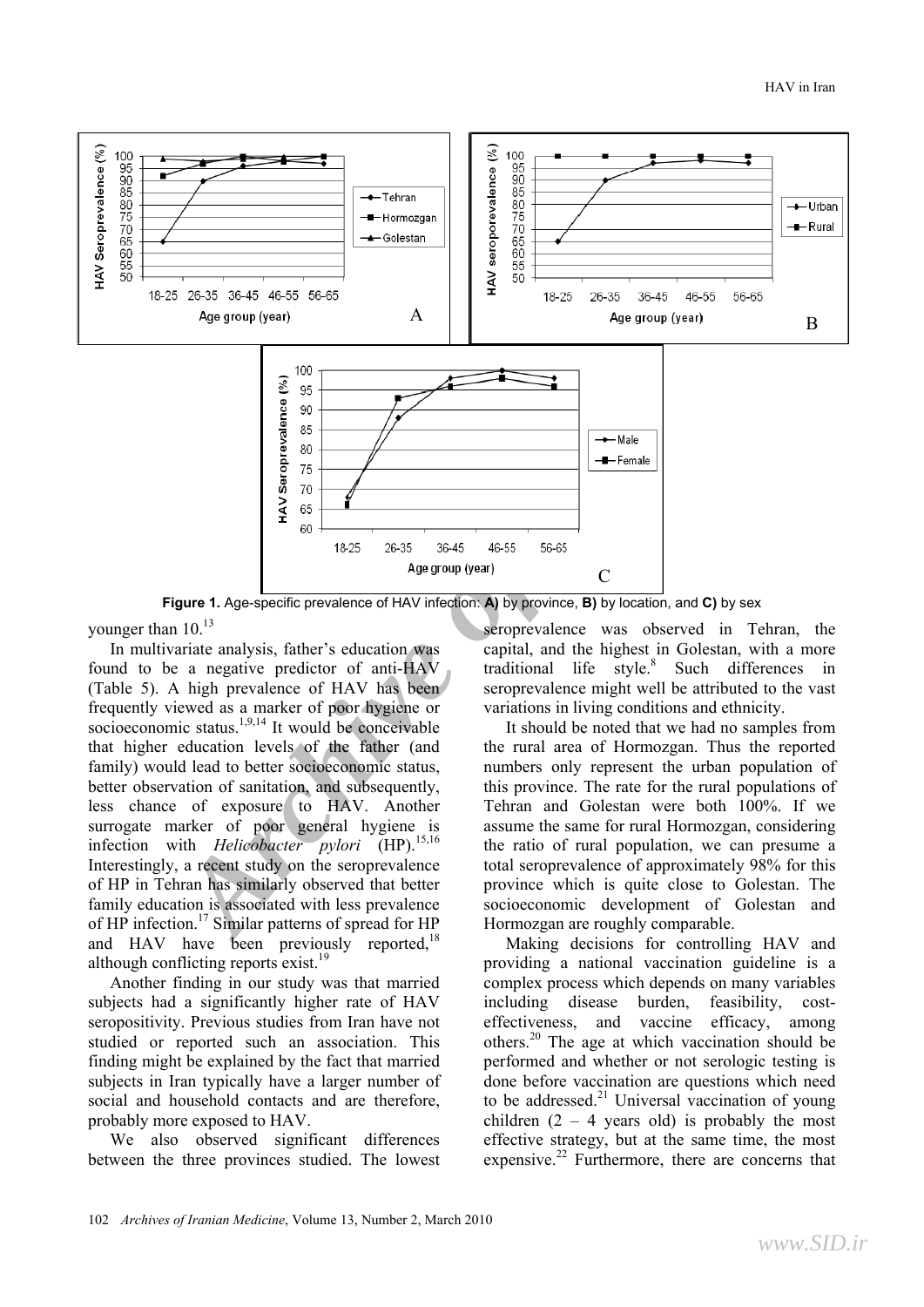Figure 1. Age-specific prevalence of HAV infection: **A)** by province, **B)** by location, and **C)** by sex

younger than 10.[13]

In multivariate analysis, father's education was found to be a negative predictor of anti-HAV (Table 5). A high prevalence of HAV has been frequently viewed as a marker of poor hygiene or socioeconomic status.[1,9,14] It would be conceivable that higher education levels of the father (and family) would lead to better socioeconomic status, better observation of sanitation, and subsequently, less chance of exposure to HAV. Another surrogate marker of poor general hygiene is infection with *Helicobacter pylori* (HP).[15,16] Interestingly, a recent study on the seroprevalence of HP in Tehran has similarly observed that better family education is associated with less prevalence of HP infection.[17] Similar patterns of spread for HP and HAV have been previously reported,[18] although conflicting reports exist.[19]

Another finding in our study was that married subjects had a significantly higher rate of HAV seropositivity. Previous studies from Iran have not studied or reported such an association. This finding might be explained by the fact that married subjects in Iran typically have a larger number of social and household contacts and are therefore, probably more exposed to HAV.

We also observed significant differences between the three provinces studied. The lowest seroprevalence was observed in Tehran, the capital, and the highest in Golestan, with a more traditional life style.[8] Such differences in seroprevalence might well be attributed to the vast variations in living conditions and ethnicity.

It should be noted that we had no samples from the rural area of Hormozgan. Thus the reported numbers only represent the urban population of this province. The rate for the rural populations of Tehran and Golestan were both 100%. If we assume the same for rural Hormozgan, considering the ratio of rural population, we can presume a total seroprevalence of approximately 98% for this province which is quite close to Golestan. The socioeconomic development of Golestan and Hormozgan are roughly comparable.

Making decisions for controlling HAV and providing a national vaccination guideline is a complex process which depends on many variables including disease burden, feasibility, cost-effectiveness, and vaccine efficacy, among others.[20] The age at which vaccination should be performed and whether or not serologic testing is done before vaccination are questions which need to be addressed.[21] Universal vaccination of young children (2 – 4 years old) is probably the most effective strategy, but at the same time, the most expensive.[22] Furthermore, there are concerns that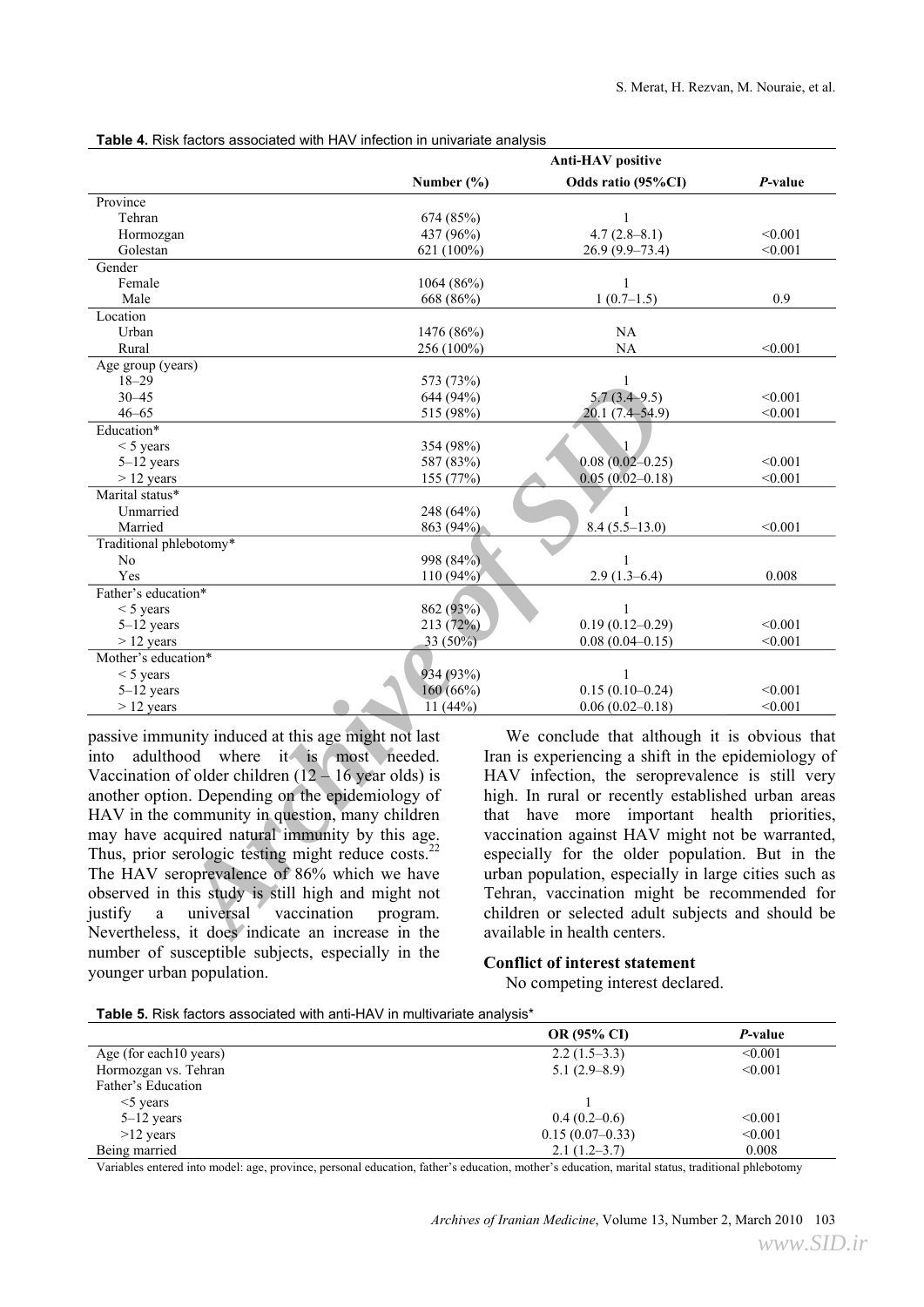**Table 4.** Risk factors associated with HAV infection in univariate analysis

| | Anti-HAV positive | | |
|---|---|---|---|
| | Number (%) | Odds ratio (95%CI) | *P*-value |
| Province | | | |
| Tehran | 674 (85%) | 1 | |
| Hormozgan | 437 (96%) | 4.7 (2.8–8.1) | <0.001 |
| Golestan | 621 (100%) | 26.9 (9.9–73.4) | <0.001 |
| Gender | | | |
| Female | 1064 (86%) | 1 | |
| Male | 668 (86%) | 1 (0.7–1.5) | 0.9 |
| Location | | | |
| Urban | 1476 (86%) | NA | |
| Rural | 256 (100%) | NA | <0.001 |
| Age group (years) | | | |
| 18–29 | 573 (73%) | 1 | |
| 30–45 | 644 (94%) | 5.7 (3.4–9.5) | <0.001 |
| 46–65 | 515 (98%) | 20.1 (7.4–54.9) | <0.001 |
| Education* | | | |
| < 5 years | 354 (98%) | 1 | |
| 5–12 years | 587 (83%) | 0.08 (0.02–0.25) | <0.001 |
| > 12 years | 155 (77%) | 0.05 (0.02–0.18) | <0.001 |
| Marital status* | | | |
| Unmarried | 248 (64%) | 1 | |
| Married | 863 (94%) | 8.4 (5.5–13.0) | <0.001 |
| Traditional phlebotomy* | | | |
| No | 998 (84%) | 1 | |
| Yes | 110 (94%) | 2.9 (1.3–6.4) | 0.008 |
| Father's education* | | | |
| < 5 years | 862 (93%) | 1 | |
| 5–12 years | 213 (72%) | 0.19 (0.12–0.29) | <0.001 |
| > 12 years | 33 (50%) | 0.08 (0.04–0.15) | <0.001 |
| Mother's education* | | | |
| < 5 years | 934 (93%) | 1 | |
| 5–12 years | 160 (66%) | 0.15 (0.10–0.24) | <0.001 |
| > 12 years | 11 (44%) | 0.06 (0.02–0.18) | <0.001 |

passive immunity induced at this age might not last into adulthood where it is most needed. Vaccination of older children (12 – 16 year olds) is another option. Depending on the epidemiology of HAV in the community in question, many children may have acquired natural immunity by this age. Thus, prior serologic testing might reduce costs.[22] The HAV seroprevalence of 86% which we have observed in this study is still high and might not justify a universal vaccination program. Nevertheless, it does indicate an increase in the number of susceptible subjects, especially in the younger urban population.

We conclude that although it is obvious that Iran is experiencing a shift in the epidemiology of HAV infection, the seroprevalence is still very high. In rural or recently established urban areas that have more important health priorities, vaccination against HAV might not be warranted, especially for the older population. But in the urban population, especially in large cities such as Tehran, vaccination might be recommended for children or selected adult subjects and should be available in health centers.

### Conflict of interest statement

No competing interest declared.

**Table 5.** Risk factors associated with anti-HAV in multivariate analysis*

| | OR (95% CI) | *P*-value |
|---|---|---|
| Age (for each10 years) | 2.2 (1.5–3.3) | <0.001 |
| Hormozgan vs. Tehran | 5.1 (2.9–8.9) | <0.001 |
| Father's Education | | |
| <5 years | 1 | |
| 5–12 years | 0.4 (0.2–0.6) | <0.001 |
| >12 years | 0.15 (0.07–0.33) | <0.001 |
| Being married | 2.1 (1.2–3.7) | 0.008 |

Variables entered into model: age, province, personal education, father's education, mother's education, marital status, traditional phlebotomy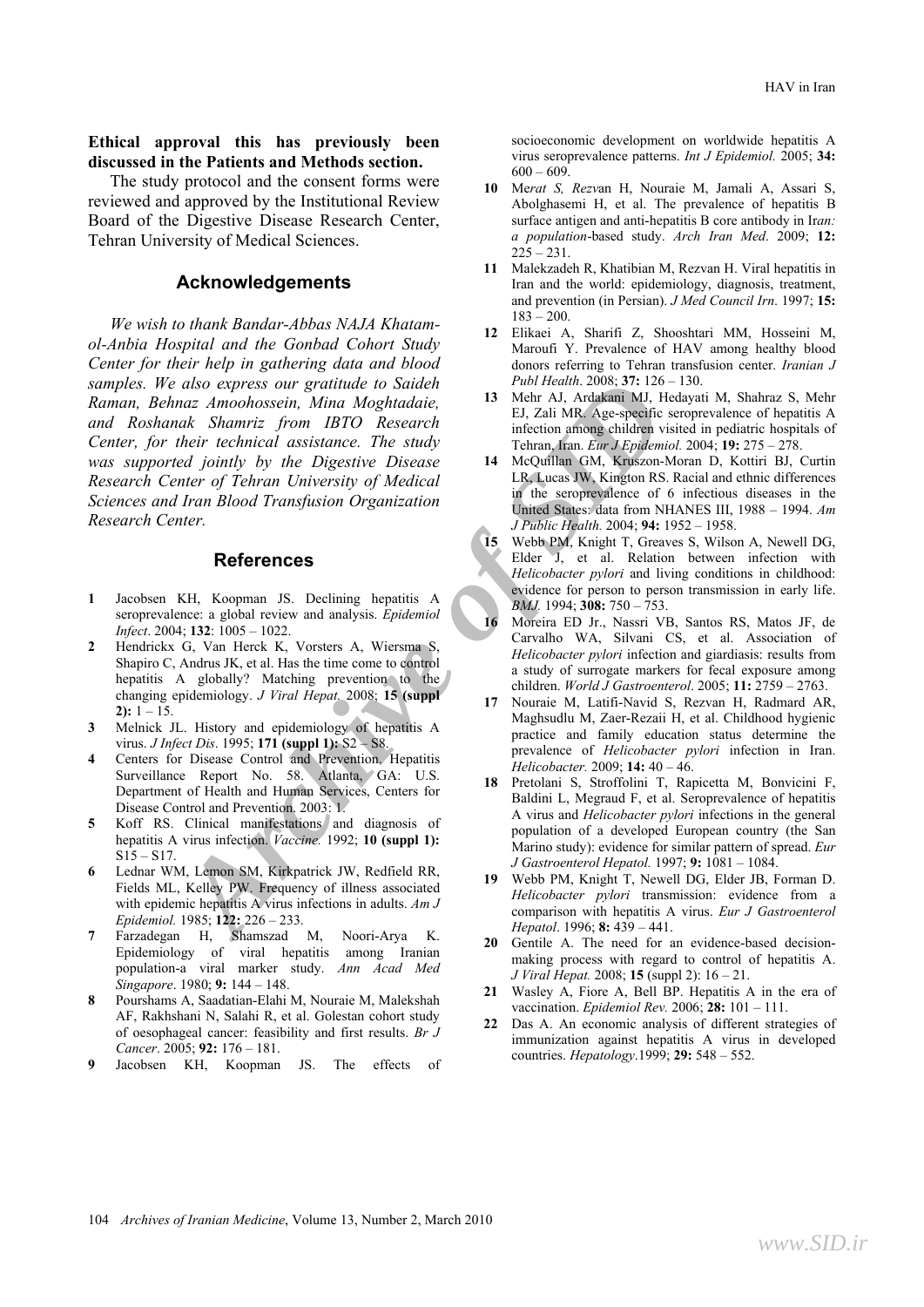**Ethical approval this has previously been discussed in the Patients and Methods section.**

The study protocol and the consent forms were reviewed and approved by the Institutional Review Board of the Digestive Disease Research Center, Tehran University of Medical Sciences.

## Acknowledgements

*We wish to thank Bandar-Abbas NAJA Khatam-ol-Anbia Hospital and the Gonbad Cohort Study Center for their help in gathering data and blood samples. We also express our gratitude to Saideh Raman, Behnaz Amoohossein, Mina Moghtadaie, and Roshanak Shamriz from IBTO Research Center, for their technical assistance. The study was supported jointly by the Digestive Disease Research Center of Tehran University of Medical Sciences and Iran Blood Transfusion Organization Research Center.*

## References

1. Jacobsen KH, Koopman JS. Declining hepatitis A seroprevalence: a global review and analysis. *Epidemiol Infect*. 2004; **132**: 1005 – 1022.
2. Hendrickx G, Van Herck K, Vorsters A, Wiersma S, Shapiro C, Andrus JK, et al. Has the time come to control hepatitis A globally? Matching prevention to the changing epidemiology. *J Viral Hepat.* 2008; **15 (suppl 2):** 1 – 15.
3. Melnick JL. History and epidemiology of hepatitis A virus. *J Infect Dis*. 1995; **171 (suppl 1):** S2 – S8.
4. Centers for Disease Control and Prevention. Hepatitis Surveillance Report No. 58. Atlanta, GA: U.S. Department of Health and Human Services, Centers for Disease Control and Prevention. 2003: 1.
5. Koff RS. Clinical manifestations and diagnosis of hepatitis A virus infection. *Vaccine.* 1992; **10 (suppl 1):** S15 – S17.
6. Lednar WM, Lemon SM, Kirkpatrick JW, Redfield RR, Fields ML, Kelley PW. Frequency of illness associated with epidemic hepatitis A virus infections in adults. *Am J Epidemiol.* 1985; **122:** 226 – 233.
7. Farzadegan H, Shamszad M, Noori-Arya K. Epidemiology of viral hepatitis among Iranian population-a viral marker study. *Ann Acad Med Singapore*. 1980; **9:** 144 – 148.
8. Pourshams A, Saadatian-Elahi M, Nouraie M, Malekshah AF, Rakhshani N, Salahi R, et al. Golestan cohort study of oesophageal cancer: feasibility and first results. *Br J Cancer*. 2005; **92:** 176 – 181.
9. Jacobsen KH, Koopman JS. The effects of socioeconomic development on worldwide hepatitis A virus seroprevalence patterns. *Int J Epidemiol.* 2005; **34:** 600 – 609.
10. Merat S, Rezvan H, Nouraie M, Jamali A, Assari S, Abolghasemi H, et al. The prevalence of hepatitis B surface antigen and anti-hepatitis B core antibody in Iran: a population-based study. *Arch Iran Med*. 2009; **12:** 225 – 231.
11. Malekzadeh R, Khatibian M, Rezvan H. Viral hepatitis in Iran and the world: epidemiology, diagnosis, treatment, and prevention (in Persian). *J Med Council Irn*. 1997; **15:** 183 – 200.
12. Elikaei A, Sharifi Z, Shooshtari MM, Hosseini M, Maroufi Y. Prevalence of HAV among healthy blood donors referring to Tehran transfusion center. *Iranian J Publ Health*. 2008; **37:** 126 – 130.
13. Mehr AJ, Ardakani MJ, Hedayati M, Shahraz S, Mehr EJ, Zali MR. Age-specific seroprevalence of hepatitis A infection among children visited in pediatric hospitals of Tehran, Iran. *Eur J Epidemiol.* 2004; **19:** 275 – 278.
14. McQuillan GM, Kruszon-Moran D, Kottiri BJ, Curtin LR, Lucas JW, Kington RS. Racial and ethnic differences in the seroprevalence of 6 infectious diseases in the United States: data from NHANES III, 1988 – 1994. *Am J Public Health.* 2004; **94:** 1952 – 1958.
15. Webb PM, Knight T, Greaves S, Wilson A, Newell DG, Elder J, et al. Relation between infection with *Helicobacter pylori* and living conditions in childhood: evidence for person to person transmission in early life. *BMJ.* 1994; **308:** 750 – 753.
16. Moreira ED Jr., Nassri VB, Santos RS, Matos JF, de Carvalho WA, Silvani CS, et al. Association of *Helicobacter pylori* infection and giardiasis: results from a study of surrogate markers for fecal exposure among children. *World J Gastroenterol*. 2005; **11:** 2759 – 2763.
17. Nouraie M, Latifi-Navid S, Rezvan H, Radmard AR, Maghsudlu M, Zaer-Rezaii H, et al. Childhood hygienic practice and family education status determine the prevalence of *Helicobacter pylori* infection in Iran. *Helicobacter.* 2009; **14:** 40 – 46.
18. Pretolani S, Stroffolini T, Rapicetta M, Bonvicini F, Baldini L, Megraud F, et al. Seroprevalence of hepatitis A virus and *Helicobacter pylori* infections in the general population of a developed European country (the San Marino study): evidence for similar pattern of spread. *Eur J Gastroenterol Hepatol.* 1997; **9:** 1081 – 1084.
19. Webb PM, Knight T, Newell DG, Elder JB, Forman D. *Helicobacter pylori* transmission: evidence from a comparison with hepatitis A virus. *Eur J Gastroenterol Hepatol*. 1996; **8:** 439 – 441.
20. Gentile A. The need for an evidence-based decision-making process with regard to control of hepatitis A. *J Viral Hepat.* 2008; **15** (suppl 2): 16 – 21.
21. Wasley A, Fiore A, Bell BP. Hepatitis A in the era of vaccination. *Epidemiol Rev.* 2006; **28:** 101 – 111.
22. Das A. An economic analysis of different strategies of immunization against hepatitis A virus in developed countries. *Hepatology*.1999; **29:** 548 – 552.